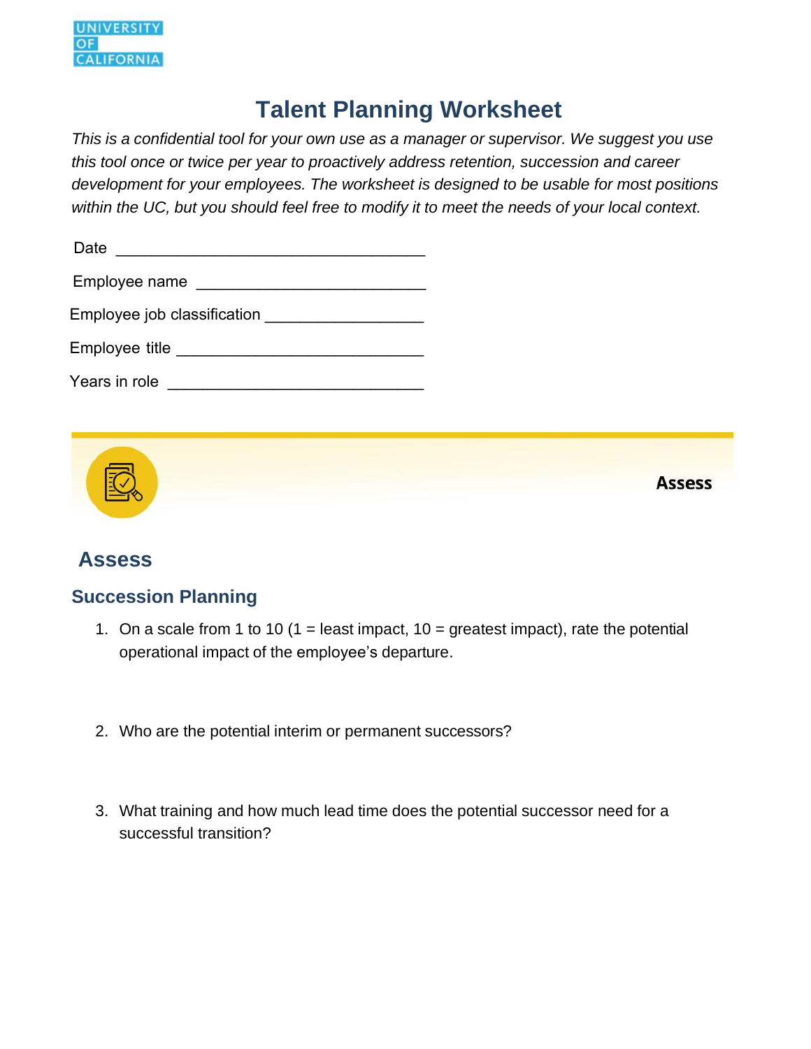UNIVERSITY OF CALIFORNIA

# Talent Planning Worksheet

*This is a confidential tool for your own use as a manager or supervisor. We suggest you use this tool once or twice per year to proactively address retention, succession and career development for your employees. The worksheet is designed to be usable for most positions within the UC, but you should feel free to modify it to meet the needs of your local context.*

Date ___________________________________

Employee name __________________________

Employee job classification _________________

Employee title ____________________________

Years in role _____________________________

**Assess**

## Assess

### Succession Planning

1. On a scale from 1 to 10 (1 = least impact, 10 = greatest impact), rate the potential operational impact of the employee's departure.

2. Who are the potential interim or permanent successors?

3. What training and how much lead time does the potential successor need for a successful transition?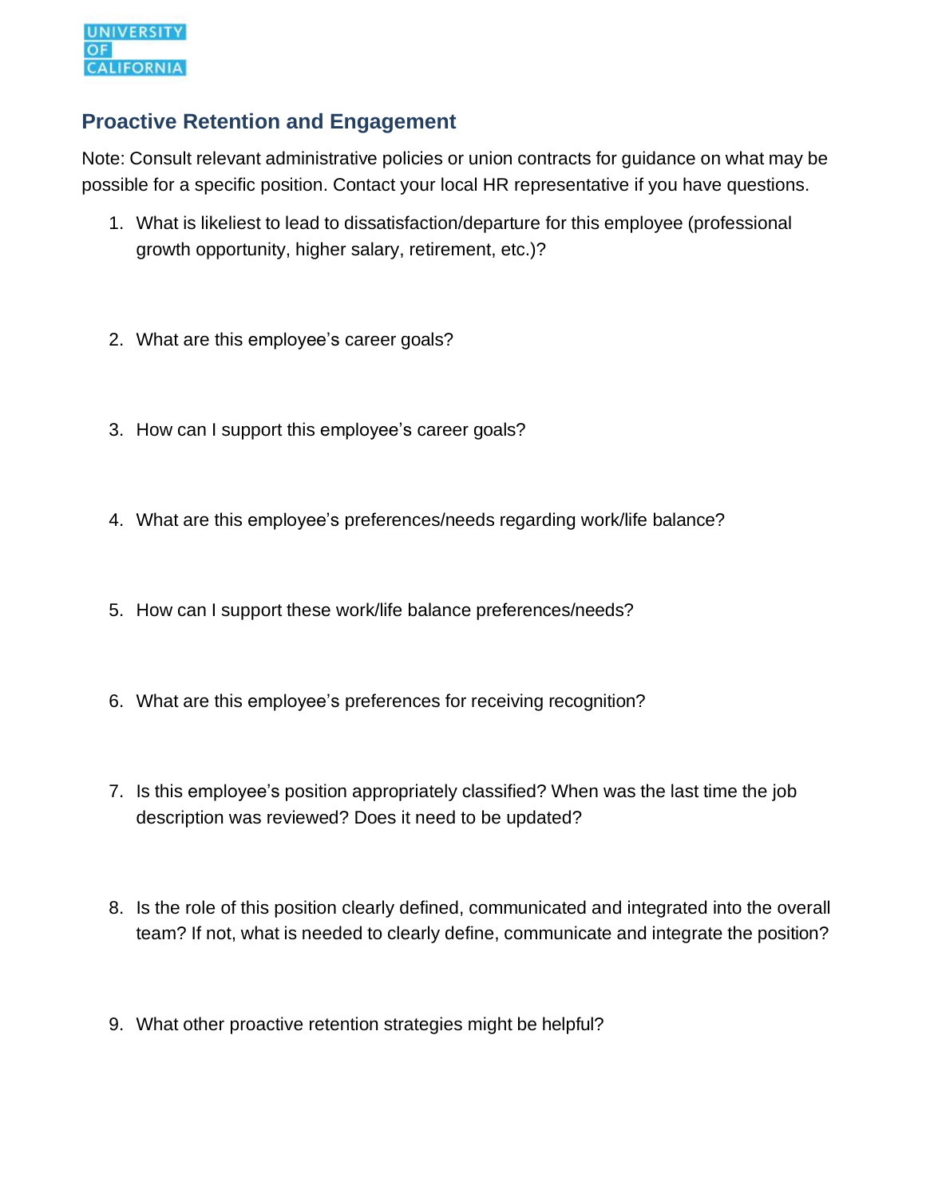UNIVERSITY OF CALIFORNIA

## Proactive Retention and Engagement

Note: Consult relevant administrative policies or union contracts for guidance on what may be possible for a specific position. Contact your local HR representative if you have questions.

1. What is likeliest to lead to dissatisfaction/departure for this employee (professional growth opportunity, higher salary, retirement, etc.)?

2. What are this employee's career goals?

3. How can I support this employee's career goals?

4. What are this employee's preferences/needs regarding work/life balance?

5. How can I support these work/life balance preferences/needs?

6. What are this employee's preferences for receiving recognition?

7. Is this employee's position appropriately classified? When was the last time the job description was reviewed? Does it need to be updated?

8. Is the role of this position clearly defined, communicated and integrated into the overall team? If not, what is needed to clearly define, communicate and integrate the position?

9. What other proactive retention strategies might be helpful?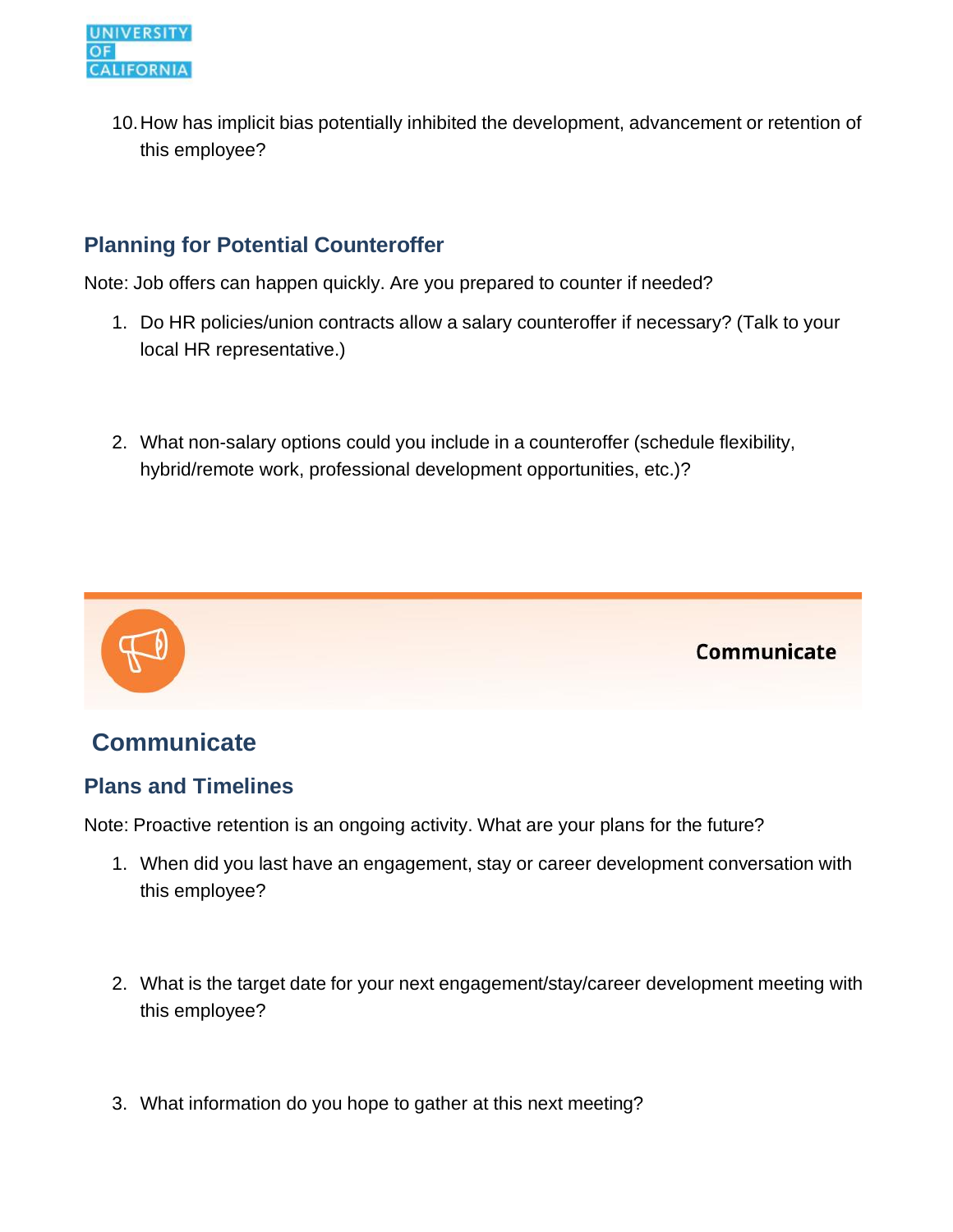10. How has implicit bias potentially inhibited the development, advancement or retention of this employee?

## Planning for Potential Counteroffer

Note: Job offers can happen quickly. Are you prepared to counter if needed?

1. Do HR policies/union contracts allow a salary counteroffer if necessary? (Talk to your local HR representative.)

2. What non-salary options could you include in a counteroffer (schedule flexibility, hybrid/remote work, professional development opportunities, etc.)?

**Communicate**

# Communicate

## Plans and Timelines

Note: Proactive retention is an ongoing activity. What are your plans for the future?

1. When did you last have an engagement, stay or career development conversation with this employee?

2. What is the target date for your next engagement/stay/career development meeting with this employee?

3. What information do you hope to gather at this next meeting?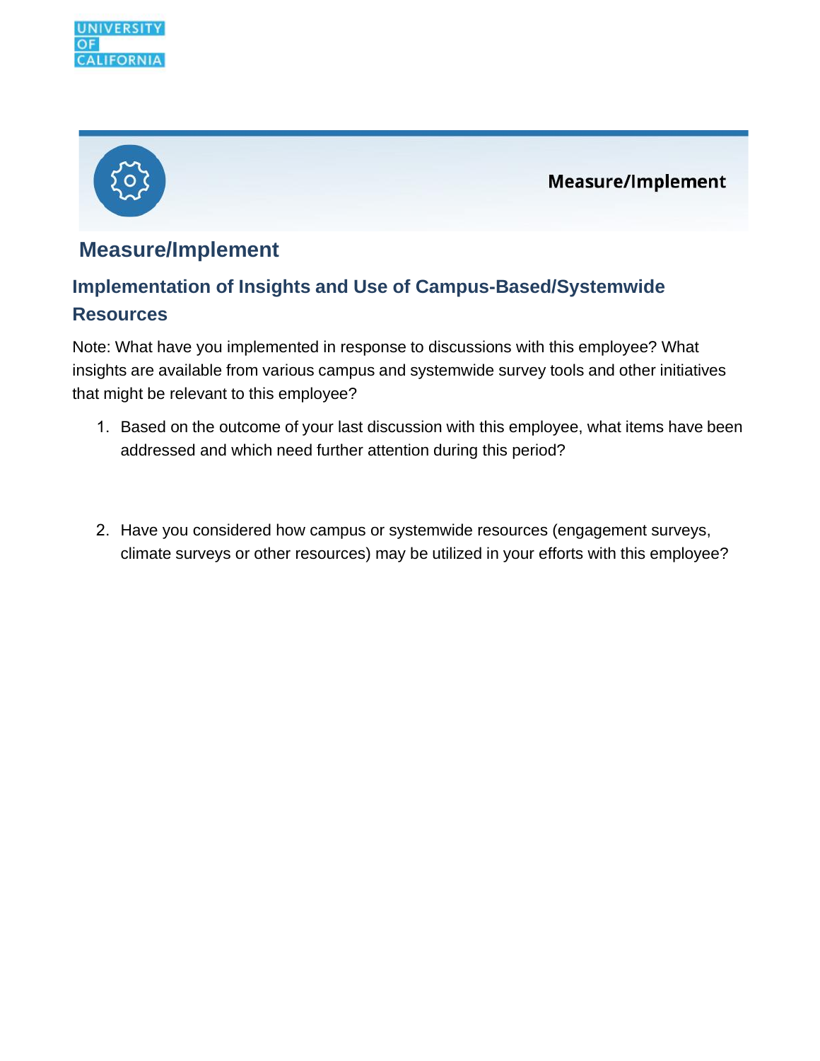Measure/Implement

## Measure/Implement

### Implementation of Insights and Use of Campus-Based/Systemwide Resources

Note: What have you implemented in response to discussions with this employee? What insights are available from various campus and systemwide survey tools and other initiatives that might be relevant to this employee?

1. Based on the outcome of your last discussion with this employee, what items have been addressed and which need further attention during this period?

2. Have you considered how campus or systemwide resources (engagement surveys, climate surveys or other resources) may be utilized in your efforts with this employee?